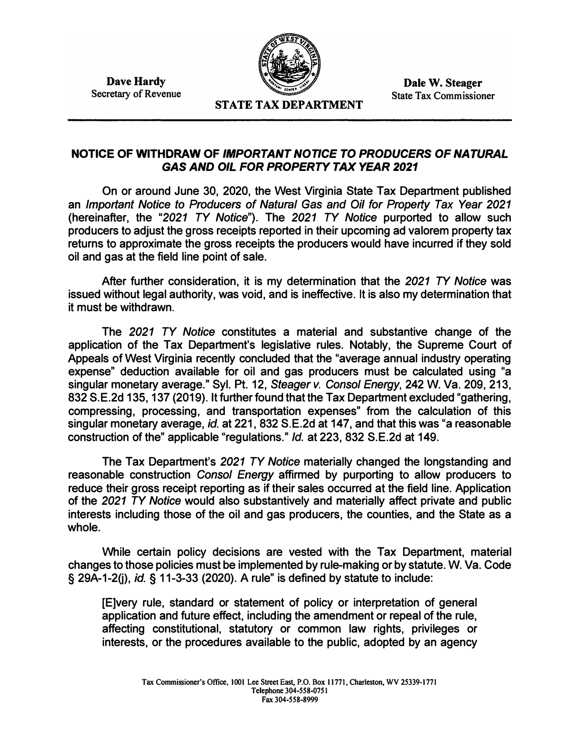**Dave Hardy**
Secretary of Revenue

**STATE TAX DEPARTMENT**

**Dale W. Steager**
State Tax Commissioner

## NOTICE OF WITHDRAW OF *IMPORTANT NOTICE TO PRODUCERS OF NATURAL GAS AND OIL FOR PROPERTY TAX YEAR 2021*

On or around June 30, 2020, the West Virginia State Tax Department published an *Important Notice to Producers of Natural Gas and Oil for Property Tax Year 2021* (hereinafter, the "*2021 TY Notice*"). The *2021 TY Notice* purported to allow such producers to adjust the gross receipts reported in their upcoming ad valorem property tax returns to approximate the gross receipts the producers would have incurred if they sold oil and gas at the field line point of sale.

After further consideration, it is my determination that the *2021 TY Notice* was issued without legal authority, was void, and is ineffective. It is also my determination that it must be withdrawn.

The *2021 TY Notice* constitutes a material and substantive change of the application of the Tax Department's legislative rules. Notably, the Supreme Court of Appeals of West Virginia recently concluded that the "average annual industry operating expense" deduction available for oil and gas producers must be calculated using "a singular monetary average." Syl. Pt. 12, *Steager v. Consol Energy*, 242 W. Va. 209, 213, 832 S.E.2d 135, 137 (2019). It further found that the Tax Department excluded "gathering, compressing, processing, and transportation expenses" from the calculation of this singular monetary average, *id.* at 221, 832 S.E.2d at 147, and that this was "a reasonable construction of the" applicable "regulations." *Id.* at 223, 832 S.E.2d at 149.

The Tax Department's *2021 TY Notice* materially changed the longstanding and reasonable construction *Consol Energy* affirmed by purporting to allow producers to reduce their gross receipt reporting as if their sales occurred at the field line. Application of the *2021 TY Notice* would also substantively and materially affect private and public interests including those of the oil and gas producers, the counties, and the State as a whole.

While certain policy decisions are vested with the Tax Department, material changes to those policies must be implemented by rule-making or by statute. W. Va. Code § 29A-1-2(j), *id.* § 11-3-33 (2020). A rule" is defined by statute to include:

> [E]very rule, standard or statement of policy or interpretation of general application and future effect, including the amendment or repeal of the rule, affecting constitutional, statutory or common law rights, privileges or interests, or the procedures available to the public, adopted by an agency

Tax Commissioner's Office, 1001 Lee Street East, P.O. Box 11771, Charleston, WV 25339-1771
Telephone 304-558-0751
Fax 304-558-8999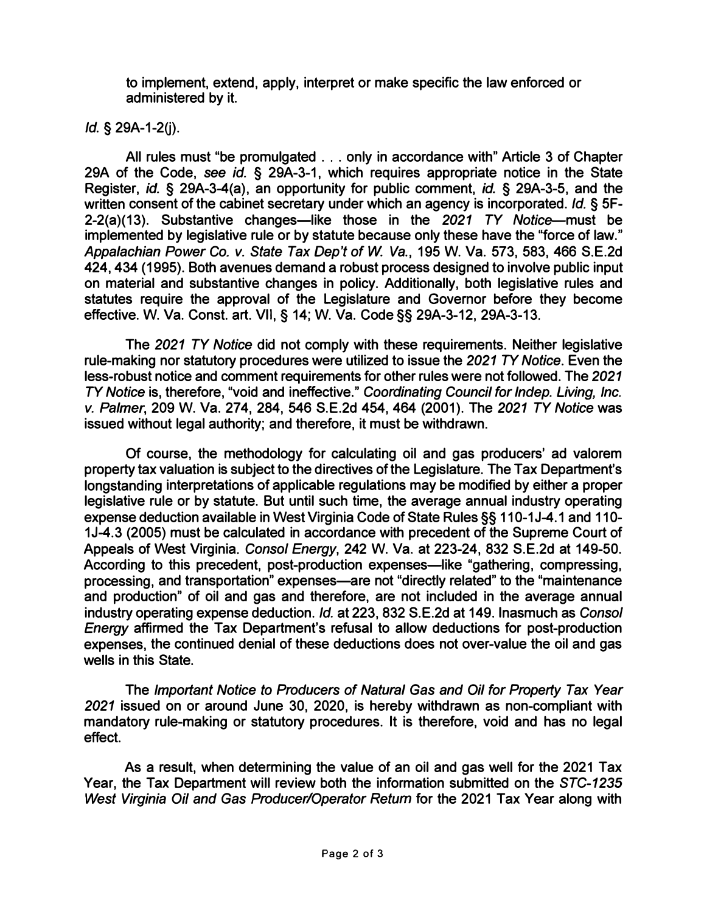> to implement, extend, apply, interpret or make specific the law enforced or administered by it.

*Id.* § 29A-1-2(j).

All rules must "be promulgated . . . only in accordance with" Article 3 of Chapter 29A of the Code, *see id.* § 29A-3-1, which requires appropriate notice in the State Register, *id.* § 29A-3-4(a), an opportunity for public comment, *id.* § 29A-3-5, and the written consent of the cabinet secretary under which an agency is incorporated. *Id.* § 5F-2-2(a)(13). Substantive changes—like those in the *2021 TY Notice*—must be implemented by legislative rule or by statute because only these have the "force of law." *Appalachian Power Co. v. State Tax Dep't of W. Va.*, 195 W. Va. 573, 583, 466 S.E.2d 424, 434 (1995). Both avenues demand a robust process designed to involve public input on material and substantive changes in policy. Additionally, both legislative rules and statutes require the approval of the Legislature and Governor before they become effective. W. Va. Const. art. VII, § 14; W. Va. Code §§ 29A-3-12, 29A-3-13.

The *2021 TY Notice* did not comply with these requirements. Neither legislative rule-making nor statutory procedures were utilized to issue the *2021 TY Notice*. Even the less-robust notice and comment requirements for other rules were not followed. The *2021 TY Notice* is, therefore, "void and ineffective." *Coordinating Council for Indep. Living, Inc. v. Palmer*, 209 W. Va. 274, 284, 546 S.E.2d 454, 464 (2001). The *2021 TY Notice* was issued without legal authority; and therefore, it must be withdrawn.

Of course, the methodology for calculating oil and gas producers' ad valorem property tax valuation is subject to the directives of the Legislature. The Tax Department's longstanding interpretations of applicable regulations may be modified by either a proper legislative rule or by statute. But until such time, the average annual industry operating expense deduction available in West Virginia Code of State Rules §§ 110-1J-4.1 and 110-1J-4.3 (2005) must be calculated in accordance with precedent of the Supreme Court of Appeals of West Virginia. *Consol Energy*, 242 W. Va. at 223-24, 832 S.E.2d at 149-50. According to this precedent, post-production expenses—like "gathering, compressing, processing, and transportation" expenses—are not "directly related" to the "maintenance and production" of oil and gas and therefore, are not included in the average annual industry operating expense deduction. *Id.* at 223, 832 S.E.2d at 149. Inasmuch as *Consol Energy* affirmed the Tax Department's refusal to allow deductions for post-production expenses, the continued denial of these deductions does not over-value the oil and gas wells in this State.

The *Important Notice to Producers of Natural Gas and Oil for Property Tax Year 2021* issued on or around June 30, 2020, is hereby withdrawn as non-compliant with mandatory rule-making or statutory procedures. It is therefore, void and has no legal effect.

As a result, when determining the value of an oil and gas well for the 2021 Tax Year, the Tax Department will review both the information submitted on the *STC-1235 West Virginia Oil and Gas Producer/Operator Return* for the 2021 Tax Year along with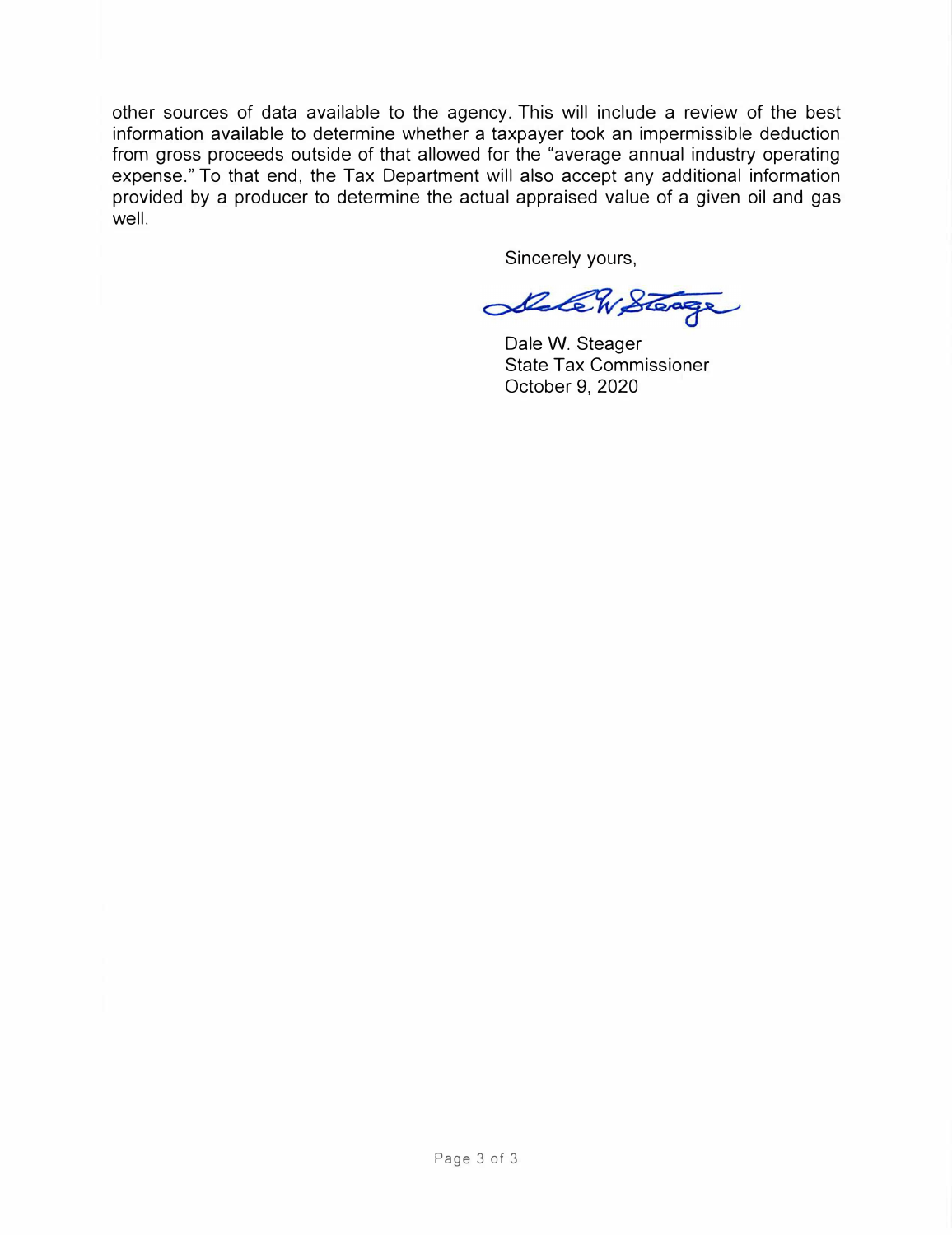other sources of data available to the agency. This will include a review of the best information available to determine whether a taxpayer took an impermissible deduction from gross proceeds outside of that allowed for the "average annual industry operating expense." To that end, the Tax Department will also accept any additional information provided by a producer to determine the actual appraised value of a given oil and gas well.

Sincerely yours,

Dale W. Steager
State Tax Commissioner
October 9, 2020